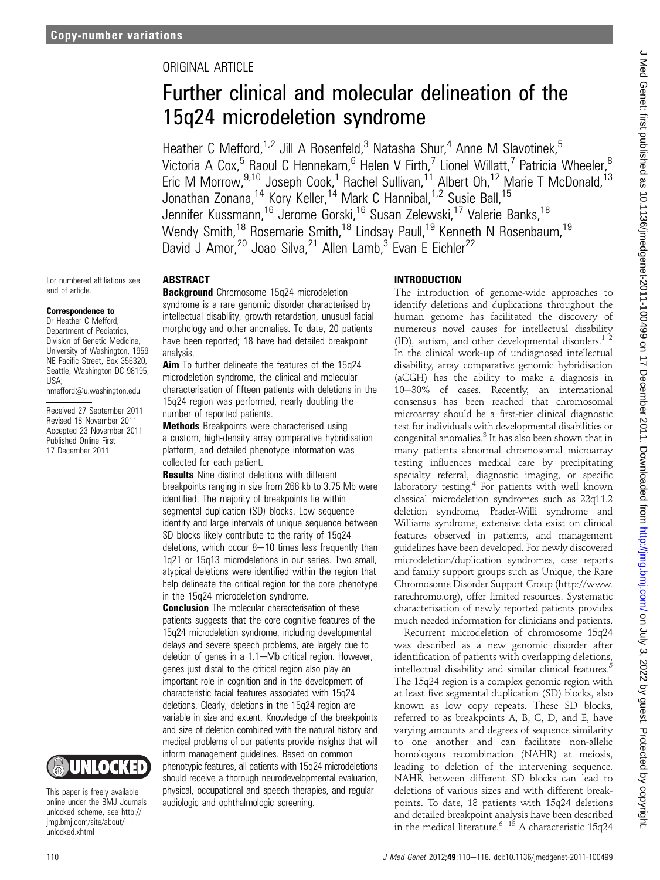ORIGINAL ARTICLE

# Further clinical and molecular delineation of the 15q24 microdeletion syndrome

Heather C Mefford,[1,2] Jill A Rosenfeld,[3] Natasha Shur,[4] Anne M Slavotinek,[5] Victoria A Cox,[5] Raoul C Hennekam,[6] Helen V Firth,[7] Lionel Willatt,[7] Patricia Wheeler,[8] Eric M Morrow,[9,10] Joseph Cook,[1] Rachel Sullivan,[11] Albert Oh,[12] Marie T McDonald,[13] Jonathan Zonana,[14] Kory Keller,[14] Mark C Hannibal,[1,2] Susie Ball,[15] Jennifer Kussmann,[16] Jerome Gorski,[16] Susan Zelewski,[17] Valerie Banks,[18] Wendy Smith,[18] Rosemarie Smith,[18] Lindsay Paull,[19] Kenneth N Rosenbaum,[19] David J Amor,[20] Joao Silva,[21] Allen Lamb,[3] Evan E Eichler[22]

For numbered affiliations see end of article.

**Correspondence to**
Dr Heather C Mefford, Department of Pediatrics, Division of Genetic Medicine, University of Washington, 1959 NE Pacific Street, Box 356320, Seattle, Washington DC 98195, USA; hmefford@u.washington.edu

Received 27 September 2011
Revised 18 November 2011
Accepted 23 November 2011
Published Online First 17 December 2011

This paper is freely available online under the BMJ Journals unlocked scheme, see http://jmg.bmj.com/site/about/unlocked.xhtml

## ABSTRACT

**Background** Chromosome 15q24 microdeletion syndrome is a rare genomic disorder characterised by intellectual disability, growth retardation, unusual facial morphology and other anomalies. To date, 20 patients have been reported; 18 have had detailed breakpoint analysis.

**Aim** To further delineate the features of the 15q24 microdeletion syndrome, the clinical and molecular characterisation of fifteen patients with deletions in the 15q24 region was performed, nearly doubling the number of reported patients.

**Methods** Breakpoints were characterised using a custom, high-density array comparative hybridisation platform, and detailed phenotype information was collected for each patient.

**Results** Nine distinct deletions with different breakpoints ranging in size from 266 kb to 3.75 Mb were identified. The majority of breakpoints lie within segmental duplication (SD) blocks. Low sequence identity and large intervals of unique sequence between SD blocks likely contribute to the rarity of 15q24 deletions, which occur 8–10 times less frequently than 1q21 or 15q13 microdeletions in our series. Two small, atypical deletions were identified within the region that help delineate the critical region for the core phenotype in the 15q24 microdeletion syndrome.

**Conclusion** The molecular characterisation of these patients suggests that the core cognitive features of the 15q24 microdeletion syndrome, including developmental delays and severe speech problems, are largely due to deletion of genes in a 1.1–Mb critical region. However, genes just distal to the critical region also play an important role in cognition and in the development of characteristic facial features associated with 15q24 deletions. Clearly, deletions in the 15q24 region are variable in size and extent. Knowledge of the breakpoints and size of deletion combined with the natural history and medical problems of our patients provide insights that will inform management guidelines. Based on common phenotypic features, all patients with 15q24 microdeletions should receive a thorough neurodevelopmental evaluation, physical, occupational and speech therapies, and regular audiologic and ophthalmologic screening.

## INTRODUCTION

The introduction of genome-wide approaches to identify deletions and duplications throughout the human genome has facilitated the discovery of numerous novel causes for intellectual disability (ID), autism, and other developmental disorders.[1 2] In the clinical work-up of undiagnosed intellectual disability, array comparative genomic hybridisation (aCGH) has the ability to make a diagnosis in 10–30% of cases. Recently, an international consensus has been reached that chromosomal microarray should be a first-tier clinical diagnostic test for individuals with developmental disabilities or congenital anomalies.[3] It has also been shown that in many patients abnormal chromosomal microarray testing influences medical care by precipitating specialty referral, diagnostic imaging, or specific laboratory testing.[4] For patients with well known classical microdeletion syndromes such as 22q11.2 deletion syndrome, Prader-Willi syndrome and Williams syndrome, extensive data exist on clinical features observed in patients, and management guidelines have been developed. For newly discovered microdeletion/duplication syndromes, case reports and family support groups such as Unique, the Rare Chromosome Disorder Support Group (http://www.rarechromo.org), offer limited resources. Systematic characterisation of newly reported patients provides much needed information for clinicians and patients.

Recurrent microdeletion of chromosome 15q24 was described as a new genomic disorder after identification of patients with overlapping deletions, intellectual disability and similar clinical features.[5] The 15q24 region is a complex genomic region with at least five segmental duplication (SD) blocks, also known as low copy repeats. These SD blocks, referred to as breakpoints A, B, C, D, and E, have varying amounts and degrees of sequence similarity to one another and can facilitate non-allelic homologous recombination (NAHR) at meiosis, leading to deletion of the intervening sequence. NAHR between different SD blocks can lead to deletions of various sizes and with different breakpoints. To date, 18 patients with 15q24 deletions and detailed breakpoint analysis have been described in the medical literature.[6–15] A characteristic 15q24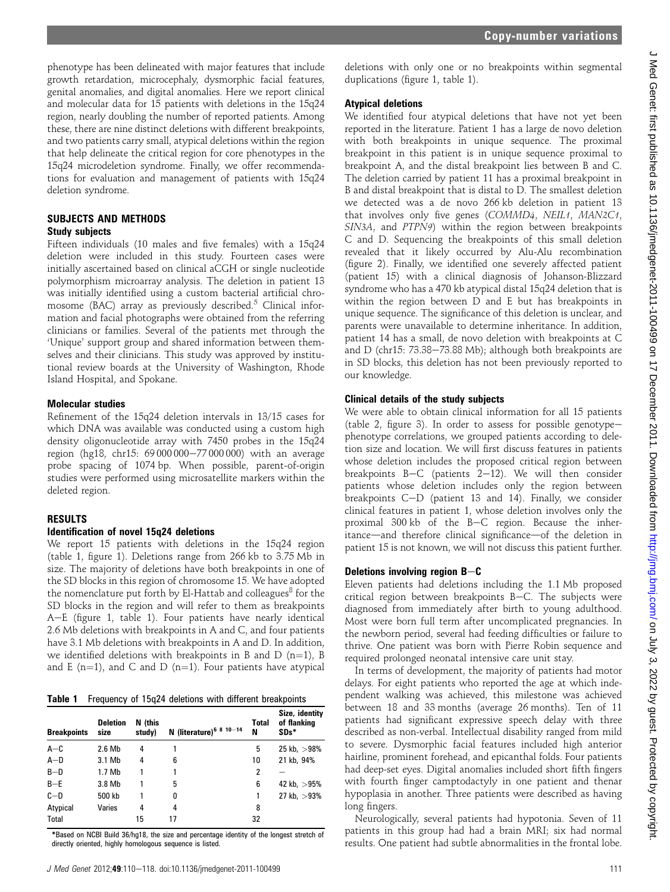phenotype has been delineated with major features that include growth retardation, microcephaly, dysmorphic facial features, genital anomalies, and digital anomalies. Here we report clinical and molecular data for 15 patients with deletions in the 15q24 region, nearly doubling the number of reported patients. Among these, there are nine distinct deletions with different breakpoints, and two patients carry small, atypical deletions within the region that help delineate the critical region for core phenotypes in the 15q24 microdeletion syndrome. Finally, we offer recommendations for evaluation and management of patients with 15q24 deletion syndrome.

## SUBJECTS AND METHODS

### Study subjects

Fifteen individuals (10 males and five females) with a 15q24 deletion were included in this study. Fourteen cases were initially ascertained based on clinical aCGH or single nucleotide polymorphism microarray analysis. The deletion in patient 13 was initially identified using a custom bacterial artificial chromosome (BAC) array as previously described.[5] Clinical information and facial photographs were obtained from the referring clinicians or families. Several of the patients met through the 'Unique' support group and shared information between themselves and their clinicians. This study was approved by institutional review boards at the University of Washington, Rhode Island Hospital, and Spokane.

### Molecular studies

Refinement of the 15q24 deletion intervals in 13/15 cases for which DNA was available was conducted using a custom high density oligonucleotide array with 7450 probes in the 15q24 region (hg18, chr15: 69 000 000–77 000 000) with an average probe spacing of 1074 bp. When possible, parent-of-origin studies were performed using microsatellite markers within the deleted region.

## RESULTS

### Identification of novel 15q24 deletions

We report 15 patients with deletions in the 15q24 region (table 1, figure 1). Deletions range from 266 kb to 3.75 Mb in size. The majority of deletions have both breakpoints in one of the SD blocks in this region of chromosome 15. We have adopted the nomenclature put forth by El-Hattab and colleagues[8] for the SD blocks in the region and will refer to them as breakpoints A–E (figure 1, table 1). Four patients have nearly identical 2.6 Mb deletions with breakpoints in A and C, and four patients have 3.1 Mb deletions with breakpoints in A and D. In addition, we identified deletions with breakpoints in B and D (n=1), B and E (n=1), and C and D (n=1). Four patients have atypical deletions with only one or no breakpoints within segmental duplications (figure 1, table 1).

**Table 1** Frequency of 15q24 deletions with different breakpoints

| Breakpoints | Deletion size | N (this study) | N (literature)[6 8 10–14] | Total N | Size, identity of flanking SDs* |
|---|---|---|---|---|---|
| A–C | 2.6 Mb | 4 | 1 | 5 | 25 kb, >98% |
| A–D | 3.1 Mb | 4 | 6 | 10 | 21 kb, 94% |
| B–D | 1.7 Mb | 1 | 1 | 2 | – |
| B–E | 3.8 Mb | 1 | 5 | 6 | 42 kb, >95% |
| C–D | 500 kb | 1 | 0 | 1 | 27 kb, >93% |
| Atypical | Varies | 4 | 4 | 8 | |
| Total | | 15 | 17 | 32 | |

*Based on NCBI Build 36/hg18, the size and percentage identity of the longest stretch of directly oriented, highly homologous sequence is listed.

### Atypical deletions

We identified four atypical deletions that have not yet been reported in the literature. Patient 1 has a large de novo deletion with both breakpoints in unique sequence. The proximal breakpoint in this patient is in unique sequence proximal to breakpoint A, and the distal breakpoint lies between B and C. The deletion carried by patient 11 has a proximal breakpoint in B and distal breakpoint that is distal to D. The smallest deletion we detected was a de novo 266 kb deletion in patient 13 that involves only five genes (*COMMD4*, *NEIL1*, *MAN2C1*, *SIN3A*, and *PTPN9*) within the region between breakpoints C and D. Sequencing the breakpoints of this small deletion revealed that it likely occurred by Alu-Alu recombination (figure 2). Finally, we identified one severely affected patient (patient 15) with a clinical diagnosis of Johanson-Blizzard syndrome who has a 470 kb atypical distal 15q24 deletion that is within the region between D and E but has breakpoints in unique sequence. The significance of this deletion is unclear, and parents were unavailable to determine inheritance. In addition, patient 14 has a small, de novo deletion with breakpoints at C and D (chr15: 73.38–73.88 Mb); although both breakpoints are in SD blocks, this deletion has not been previously reported to our knowledge.

### Clinical details of the study subjects

We were able to obtain clinical information for all 15 patients (table 2, figure 3). In order to assess for possible genotype–phenotype correlations, we grouped patients according to deletion size and location. We will first discuss features in patients whose deletion includes the proposed critical region between breakpoints B–C (patients 2–12). We will then consider patients whose deletion includes only the region between breakpoints C–D (patient 13 and 14). Finally, we consider clinical features in patient 1, whose deletion involves only the proximal 300 kb of the B–C region. Because the inheritance—and therefore clinical significance—of the deletion in patient 15 is not known, we will not discuss this patient further.

### Deletions involving region B–C

Eleven patients had deletions including the 1.1 Mb proposed critical region between breakpoints B–C. The subjects were diagnosed from immediately after birth to young adulthood. Most were born full term after uncomplicated pregnancies. In the newborn period, several had feeding difficulties or failure to thrive. One patient was born with Pierre Robin sequence and required prolonged neonatal intensive care unit stay.

In terms of development, the majority of patients had motor delays. For eight patients who reported the age at which independent walking was achieved, this milestone was achieved between 18 and 33 months (average 26 months). Ten of 11 patients had significant expressive speech delay with three described as non-verbal. Intellectual disability ranged from mild to severe. Dysmorphic facial features included high anterior hairline, prominent forehead, and epicanthal folds. Four patients had deep-set eyes. Digital anomalies included short fifth fingers with fourth finger camptodactyly in one patient and thenar hypoplasia in another. Three patients were described as having long fingers.

Neurologically, several patients had hypotonia. Seven of 11 patients in this group had had a brain MRI; six had normal results. One patient had subtle abnormalities in the frontal lobe.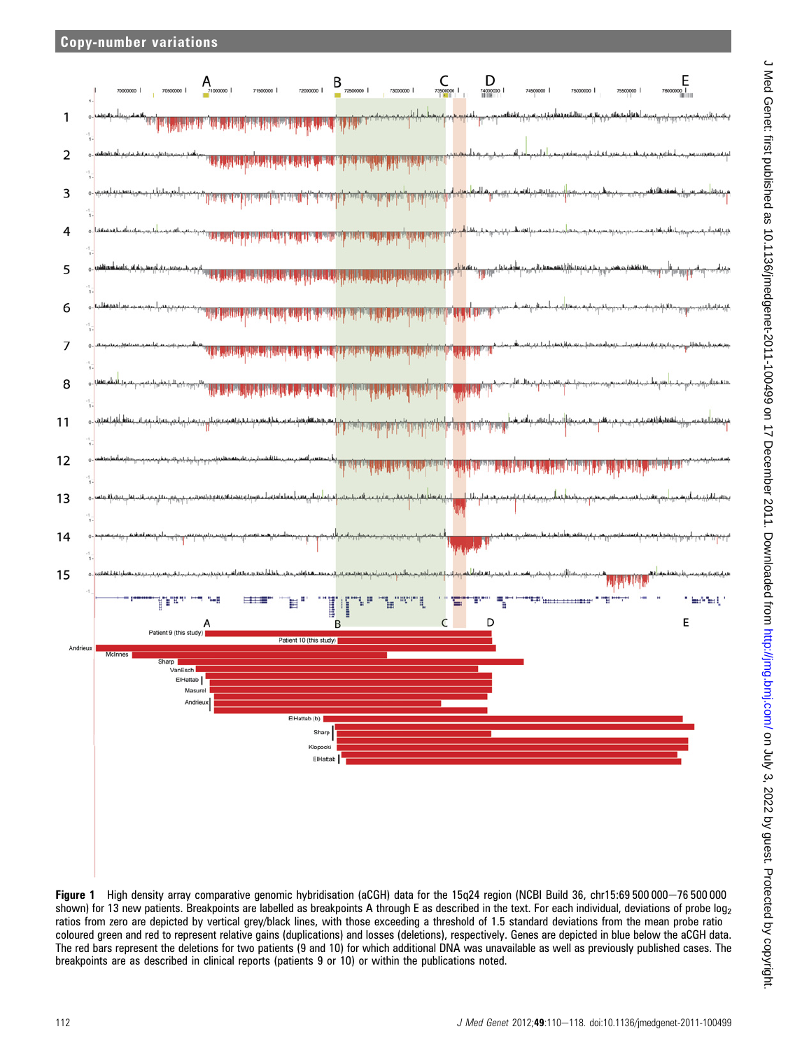**Figure 1** High density array comparative genomic hybridisation (aCGH) data for the 15q24 region (NCBI Build 36, chr15:69 500 000−76 500 000 shown) for 13 new patients. Breakpoints are labelled as breakpoints A through E as described in the text. For each individual, deviations of probe $\log_2$ ratios from zero are depicted by vertical grey/black lines, with those exceeding a threshold of 1.5 standard deviations from the mean probe ratio coloured green and red to represent relative gains (duplications) and losses (deletions), respectively. Genes are depicted in blue below the aCGH data. The red bars represent the deletions for two patients (9 and 10) for which additional DNA was unavailable as well as previously published cases. The breakpoints are as described in clinical reports (patients 9 or 10) or within the publications noted.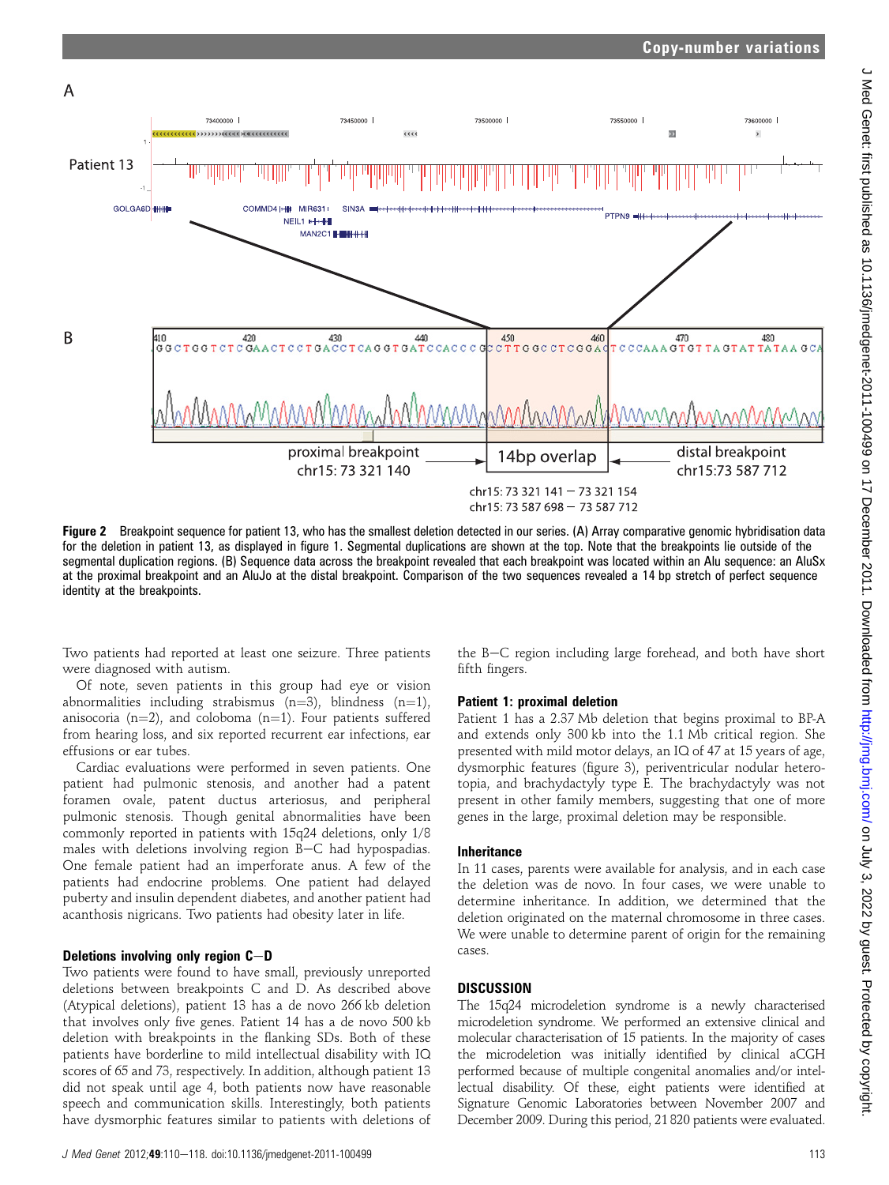Figure 2 Breakpoint sequence for patient 13, who has the smallest deletion detected in our series. (A) Array comparative genomic hybridisation data for the deletion in patient 13, as displayed in figure 1. Segmental duplications are shown at the top. Note that the breakpoints lie outside of the segmental duplication regions. (B) Sequence data across the breakpoint revealed that each breakpoint was located within an Alu sequence: an AluSx at the proximal breakpoint and an AluJo at the distal breakpoint. Comparison of the two sequences revealed a 14 bp stretch of perfect sequence identity at the breakpoints.

Two patients had reported at least one seizure. Three patients were diagnosed with autism.

Of note, seven patients in this group had eye or vision abnormalities including strabismus (n=3), blindness (n=1), anisocoria (n=2), and coloboma (n=1). Four patients suffered from hearing loss, and six reported recurrent ear infections, ear effusions or ear tubes.

Cardiac evaluations were performed in seven patients. One patient had pulmonic stenosis, and another had a patent foramen ovale, patent ductus arteriosus, and peripheral pulmonic stenosis. Though genital abnormalities have been commonly reported in patients with 15q24 deletions, only 1/8 males with deletions involving region B–C had hypospadias. One female patient had an imperforate anus. A few of the patients had endocrine problems. One patient had delayed puberty and insulin dependent diabetes, and another patient had acanthosis nigricans. Two patients had obesity later in life.

### Deletions involving only region C–D

Two patients were found to have small, previously unreported deletions between breakpoints C and D. As described above (Atypical deletions), patient 13 has a de novo 266 kb deletion that involves only five genes. Patient 14 has a de novo 500 kb deletion with breakpoints in the flanking SDs. Both of these patients have borderline to mild intellectual disability with IQ scores of 65 and 73, respectively. In addition, although patient 13 did not speak until age 4, both patients now have reasonable speech and communication skills. Interestingly, both patients have dysmorphic features similar to patients with deletions of the B–C region including large forehead, and both have short fifth fingers.

### Patient 1: proximal deletion

Patient 1 has a 2.37 Mb deletion that begins proximal to BP-A and extends only 300 kb into the 1.1 Mb critical region. She presented with mild motor delays, an IQ of 47 at 15 years of age, dysmorphic features (figure 3), periventricular nodular heterotopia, and brachydactyly type E. The brachydactyly was not present in other family members, suggesting that one of more genes in the large, proximal deletion may be responsible.

### Inheritance

In 11 cases, parents were available for analysis, and in each case the deletion was de novo. In four cases, we were unable to determine inheritance. In addition, we determined that the deletion originated on the maternal chromosome in three cases. We were unable to determine parent of origin for the remaining cases.

## DISCUSSION

The 15q24 microdeletion syndrome is a newly characterised microdeletion syndrome. We performed an extensive clinical and molecular characterisation of 15 patients. In the majority of cases the microdeletion was initially identified by clinical aCGH performed because of multiple congenital anomalies and/or intellectual disability. Of these, eight patients were identified at Signature Genomic Laboratories between November 2007 and December 2009. During this period, 21 820 patients were evaluated.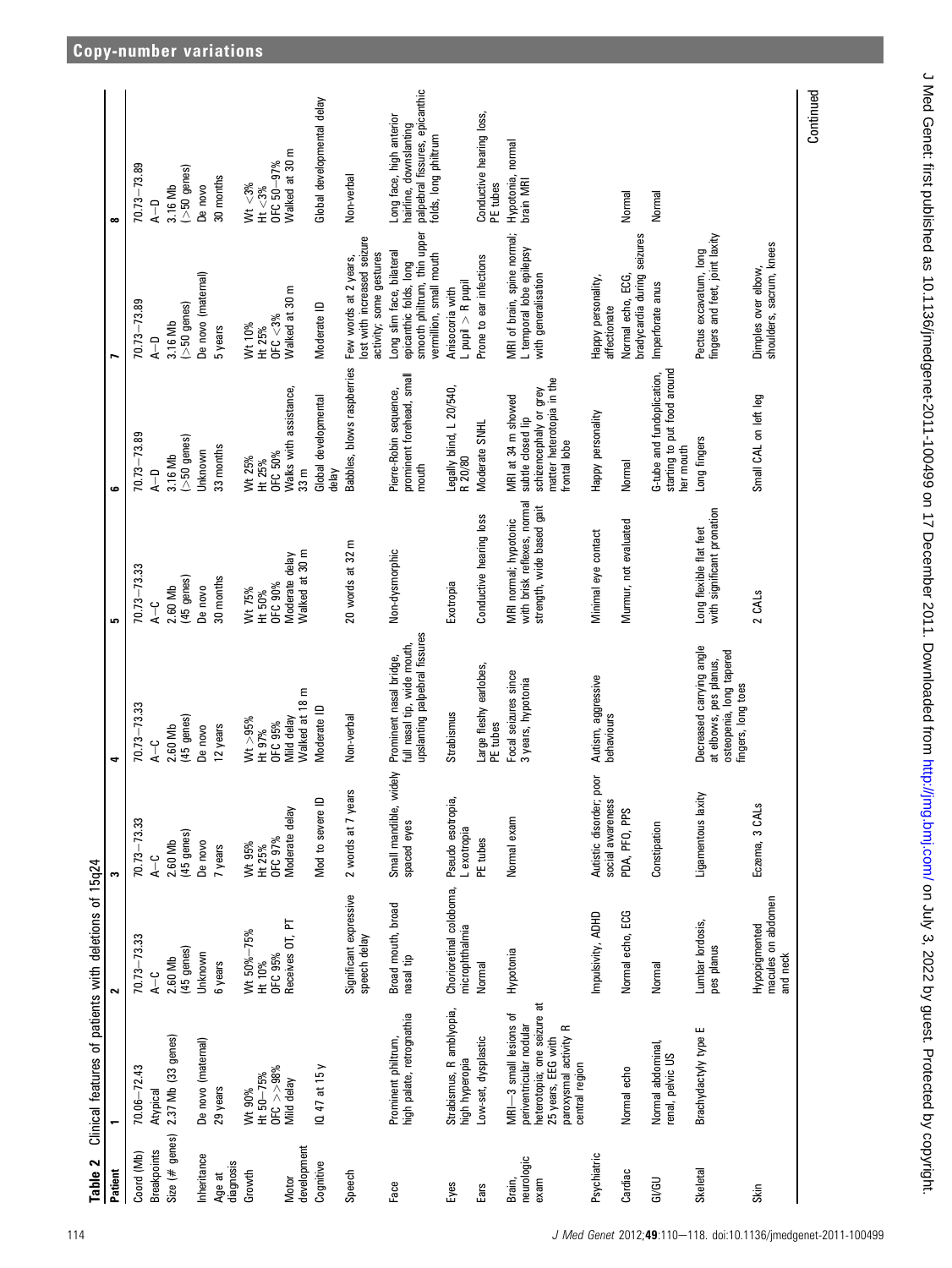**Table 2** Clinical features of patients with deletions of 15q24

| Patient | 1 | 2 | 3 | 4 | 5 | 6 | 7 | 8 |
|---|---|---|---|---|---|---|---|---|
| Coord (Mb) | 70.06–72.43 | 70.73–73.33 | 70.73–73.33 | 70.73–73.33 | 70.73–73.33 | 70.73–73.89 | 70.73–73.89 | 70.73–73.89 |
| Breakpoints | Atypical | A–C | A–C | A–C | A–C | A–D | A–D | A–D |
| Size (# genes) | 2.37 Mb (33 genes) | 2.60 Mb (45 genes) | 2.60 Mb (45 genes) | 2.60 Mb (45 genes) | 2.60 Mb (45 genes) | 3.16 Mb (>50 genes) | 3.16 Mb (>50 genes) | 3.16 Mb (>50 genes) |
| Inheritance | De novo (maternal) | Unknown | De novo | De novo | De novo | Unknown | De novo (maternal) | De novo |
| Age at diagnosis | 29 years | 6 years | 7 years | 12 years | 30 months | 33 months | 5 years | 30 months |
| Growth | Wt 90% Ht 50–75% OFC >>98% | Wt 50%–75% Ht 10% OFC 95% | Wt 95% Ht 25% OFC 97% | Wt >95% Ht 97% OFC 95% | Wt 75% Ht 50% OFC 90% | Wt 25% Ht 25% OFC 50% | Wt 10% Ht 25% OFC <3% | Wt <3% Ht <3% OFC 50–97% |
| Motor development | Mild delay | Receives OT, PT | Moderate delay | Mild delay Walked at 18 m | Moderate delay Walked at 30 m | Walks with assistance, 33 m | Walked at 30 m | Walked at 30 m |
| Cognitive | IQ 47 at 15 y | | Mod to severe ID | Moderate ID | | Global developmental delay | Moderate ID | Global developmental delay |
| Speech | | Significant expressive speech delay | 2 words at 7 years | Non-verbal | 20 words at 32 m | Babbles, blows raspberries | Few words at 2 years, lost with increased seizure activity; some gestures | Non-verbal |
| Face | Prominent philtrum, high palate, retrognathia | Broad mouth, broad nasal tip | Small mandible, widely spaced eyes | Prominent nasal bridge, full nasal tip, wide mouth, upslanting palpebral fissures | Non-dysmorphic | Pierre-Robin sequence, prominent forehead, small mouth | Long slim face, bilateral epicanthic folds, long smooth philtrum, thin upper vermillion, small mouth | Long face, high anterior hairline, downslanting palpebral fissures, epicanthic folds, long philtrum |
| Eyes | Strabismus, R amblyopia, high hyperopia | Chorioretinal coloboma, microphthalmia | Pseudo esotropia, L exotropia | Strabismus | Exotropia | Legally blind, L 20/540, R 20/80 | Anisocoria with L pupil > R pupil | |
| Ears | Low-set, dysplastic | Normal | PE tubes | Large fleshy earlobes, PE tubes | Conductive hearing loss | Moderate SNHL | Prone to ear infections | Conductive hearing loss, PE tubes |
| Brain, neurologic exam | MRI—3 small lesions of periventricular nodular heterotopia; one seizure at 25 years, EEG with paroxysmal activity R central region | Hypotonia | Normal exam | Focal seizures since 3 years, hypotonia | MRI normal; hypotonic with brisk reflexes, normal strength, wide based gait | MRI at 34 m showed subtle closed lip schizencephaly or grey matter heterotopia in the frontal lobe | MRI of brain, spine normal; L temporal lobe epilepsy with generalisation | Hypotonia, normal brain MRI |
| Psychiatric | | Impulsivity, ADHD | Autistic disorder; poor social awareness | Autism, aggressive behaviours | Minimal eye contact | Happy personality | Happy personality, affectionate | |
| Cardiac | Normal echo | Normal echo, ECG | PDA, PFO, PPS | | Murmur, not evaluated | Normal | Normal echo, ECG, bradycardia during seizures | Normal |
| GI/GU | Normal abdominal, renal, pelvic US | Normal | Constipation | | | G-tube and fundoplication, starting to put food around her mouth | Imperforate anus | Normal |
| Skeletal | Brachydactyly type E | Lumbar lordosis, pes planus | Ligamentous laxity | Decreased carrying angle at elbows, pes planus, osteopenia, long tapered fingers, long toes | Long flexible flat feet with significant pronation | Long fingers | Pectus excavatum, long fingers and feet, joint laxity | |
| Skin | | Hypopigmented macules on abdomen and neck | Eczema, 3 CALs | | 2 CALs | Small CAL on left leg | Dimples over elbow, shoulders, sacrum, knees | |

Continued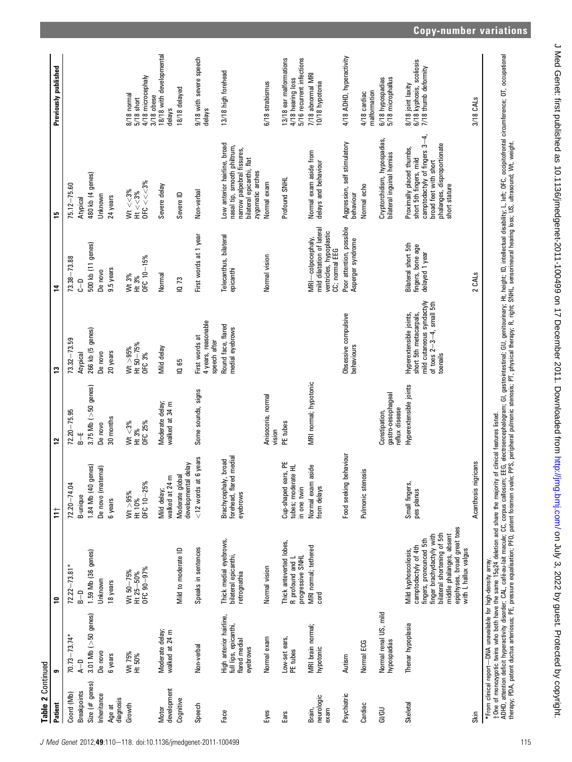**Table 2** Continued

| Patient | 9 | 10 | 11† | 12 | 13 | 14 | 15 | Previously published |
|---|---|---|---|---|---|---|---|---|
| Coord (Mb) | 70.73–73.74* | 72.22–73.81* | 72.20–74.04 | 72.20–75.95 | 73.32–73.59 | 73.38–73.88 | 75.12–75.60 | |
| Breakpoints | A–D | B–D | B-unique | B–E | Atypical | C–D | Atypical | |
| Size (# genes) | 3.01 Mb (>50 genes) | 1.59 Mb (36 genes) | 1.84 Mb (40 genes) | 3.75 Mb (>50 genes) | 266 kb (5 genes) | 500 kb (11 genes) | 480 kb (4 genes) | |
| Inheritance | De novo | Unknown | De novo (maternal) | De novo | De novo | De novo | Unknown | |
| Age at diagnosis | 6 years | 18 years | 6 years | 30 months | 20 years | 9.5 years | 24 years | |
| Growth | Wt 75% Ht 50% | Wt 50–75% Ht 25–50% OFC 90–97% | Wt >95% Ht 10% OFC 10–25% | Wt <3% Ht 3% OFC 25% | Wt >95% Ht 50–75% OFC 3% | Wt 3% Ht 3% OFC 10–15% | Wt <<3% Ht <<3% OFC <<<3% | 8/18 normal 5/18 short 4/18 microcephaly 3/18 obese |
| Motor development | Moderate delay; walked at 24 m | | Mild delay; walked at 24 m | Moderate delay; walked at 34 m | Mild delay | Normal | Severe delay | 18/18 with developmental delays |
| Cognitive | | Mild to moderate ID | Moderate global developmental delay | | IQ 65 | IQ 73 | Severe ID | 18/18 delayed |
| Speech | Non-verbal | Speaks in sentences | <12 words at 6 years | Some sounds, signs | First words at 4 years, reasonable speech after | First words at 1 year | Non-verbal | 9/18 with severe speech delays |
| Face | High anterior hairline, full lips, epicanthi, flared medial eyebrows | Thick medial eyebrows, bilateral epicanthi, retrognathia | Brachycephaly, broad forehead, flared medial eyebrows | | Round face, flared medial eyebrows | Telecanthus, bilateral epicanthi | Low anterior hairline, broad nasal tip, smooth philtrum, narrow palpebral fissures, bilateral epicanthi, flat zygomatic arches | 13/18 high forehead |
| Eyes | Normal exam | Normal vision | | Anisocoria, normal vision | | Normal vision | Normal exam | 6/18 strabismus |
| Ears | Low-set ears, PE tubes | Thick anteverted lobes, R profound and L progressive SNHL | Cup-shaped ears, PE tubes; moderate HL in one twin | PE tubes | | | Profound SNHL | 13/18 ear malformations 4/18 hearing loss 5/16 recurrent infections |
| Brain, neurologic exam | MRI brain normal; hypotonic | MRI normal; tethered cord | Normal exam aside from delays | MRI normal; hypotonic | | MRI—colpocephaly, mild dilatation of lateral ventricles, hypoplastic CC; normal EEG | Normal exam aside from delays and behaviour | 7/18 abnormal MRI 10/18 hypotonia |
| Psychiatric | Autism | | Food seeking behaviour | | Obsessive compulsive behaviours | Poor attention, possible Asperger syndrome | Aggression, self stimulatory behaviour | 4/18 ADHD, hyperactivity |
| Cardiac | Normal ECG | | Pulmonic stenosis | | | | Normal echo | 4/18 cardiac malformation |
| GI/GU | Normal renal US, mild hypospadias | | | Constipation, gastro-oesophageal reflux disease | | | Cryptorchidism, hypospadias, bilateral inguinal hernias | 6/18 hypospadias 5/18 microphallus |
| Skeletal | Thenar hypoplasia | Mild kyphoscoliosis, camptodactyly of 4th fingers, pronounced 5th finger brachydactyly with bilateral shortening of 5th middle phalanges, absent epiphyses, broad great toes with L hallux valgus | Small fingers, pes planus | Hyperextensible joints | Hyperextensible joints, short 5th metacarpals, mild cutaneous syndactyly of toes 2–3–4, small 5th toenails | Bilateral short 5th fingers, bone age delayed 1 year | Proximally placed thumbs, short 5th fingers, mild camptodactyly of fingers 3–4, broad feet with short phalanges, disproportionate short stature | 8/18 joint laxity 6/18 kyphosis, scoliosis 7/18 thumb deformity |
| Skin | | | Acanthosis nigricans | | | 2 CALs | | 3/18 CALs |

*From clinical report—DNA unavailable for high-density array.
†One of monozygotic twins who both have the same 15q24 deletion and share the majority of clinical features listed.
ADHD, attention deficit hyperactivity disorder; CAL, café-au-lait macule; CC, corpus callosum; EEG, electroencephalogram; GI, gastrointestinal; GU, genitourinary; Ht, height; ID, intellectual disability; L, left; OFC, occipitofrontal circumference; OT, occupational therapy; PDA, patent ductus arteriosus; PE, pressure equalisation; PFO, patent foramen ovale; PPS, peripheral pulmonic stenosis; PT, physical therapy; R, right; SNHL, sensorineural hearing loss; US, ultrasound; Wt, weight.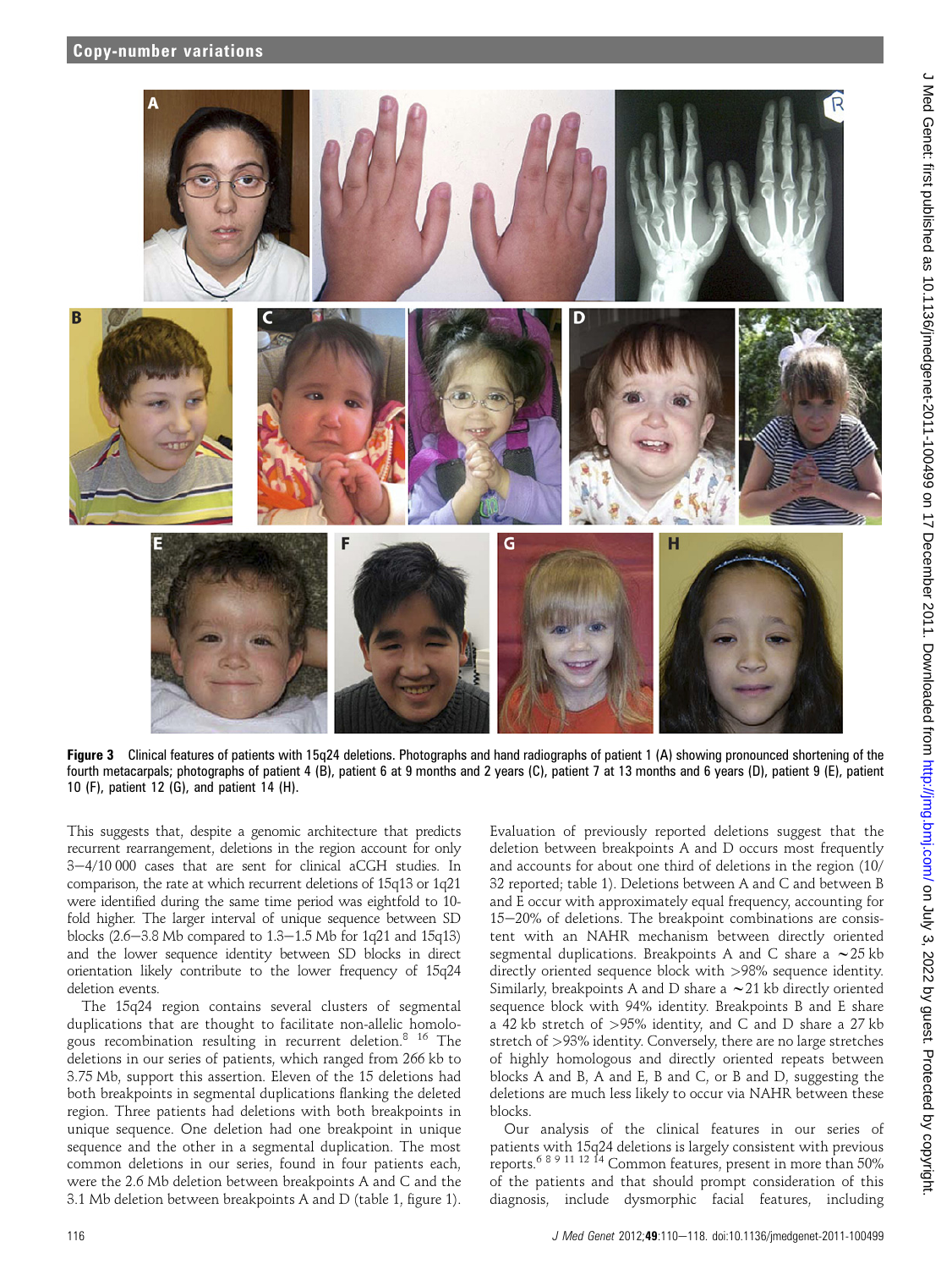**Figure 3** Clinical features of patients with 15q24 deletions. Photographs and hand radiographs of patient 1 (A) showing pronounced shortening of the fourth metacarpals; photographs of patient 4 (B), patient 6 at 9 months and 2 years (C), patient 7 at 13 months and 6 years (D), patient 9 (E), patient 10 (F), patient 12 (G), and patient 14 (H).

This suggests that, despite a genomic architecture that predicts recurrent rearrangement, deletions in the region account for only 3–4/10 000 cases that are sent for clinical aCGH studies. In comparison, the rate at which recurrent deletions of 15q13 or 1q21 were identified during the same time period was eightfold to 10-fold higher. The larger interval of unique sequence between SD blocks (2.6–3.8 Mb compared to 1.3–1.5 Mb for 1q21 and 15q13) and the lower sequence identity between SD blocks in direct orientation likely contribute to the lower frequency of 15q24 deletion events.

The 15q24 region contains several clusters of segmental duplications that are thought to facilitate non-allelic homologous recombination resulting in recurrent deletion.[8 16] The deletions in our series of patients, which ranged from 266 kb to 3.75 Mb, support this assertion. Eleven of the 15 deletions had both breakpoints in segmental duplications flanking the deleted region. Three patients had deletions with both breakpoints in unique sequence. One deletion had one breakpoint in unique sequence and the other in a segmental duplication. The most common deletions in our series, found in four patients each, were the 2.6 Mb deletion between breakpoints A and C and the 3.1 Mb deletion between breakpoints A and D (table 1, figure 1). Evaluation of previously reported deletions suggest that the deletion between breakpoints A and D occurs most frequently and accounts for about one third of deletions in the region (10/32 reported; table 1). Deletions between A and C and between B and E occur with approximately equal frequency, accounting for 15–20% of deletions. The breakpoint combinations are consistent with an NAHR mechanism between directly oriented segmental duplications. Breakpoints A and C share a ∼25 kb directly oriented sequence block with >98% sequence identity. Similarly, breakpoints A and D share a ∼21 kb directly oriented sequence block with 94% identity. Breakpoints B and E share a 42 kb stretch of >95% identity, and C and D share a 27 kb stretch of >93% identity. Conversely, there are no large stretches of highly homologous and directly oriented repeats between blocks A and B, A and E, B and C, or B and D, suggesting the deletions are much less likely to occur via NAHR between these blocks.

Our analysis of the clinical features in our series of patients with 15q24 deletions is largely consistent with previous reports.[6 8 9 11 12 14] Common features, present in more than 50% of the patients and that should prompt consideration of this diagnosis, include dysmorphic facial features, including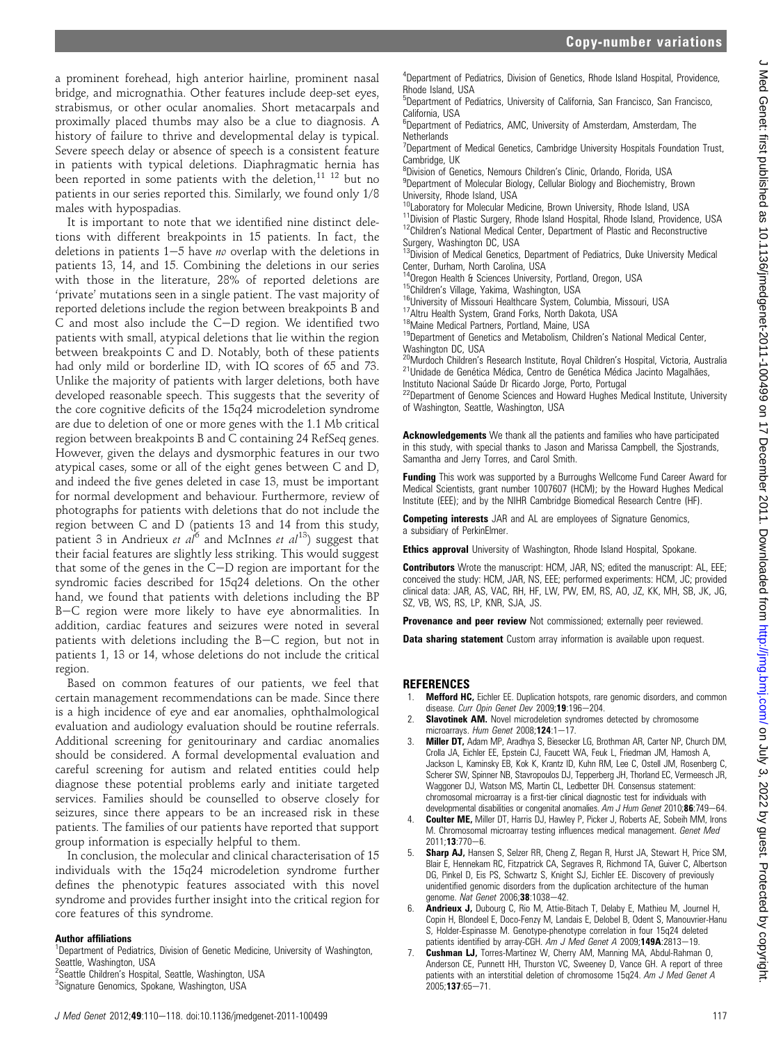a prominent forehead, high anterior hairline, prominent nasal bridge, and micrognathia. Other features include deep-set eyes, strabismus, or other ocular anomalies. Short metacarpals and proximally placed thumbs may also be a clue to diagnosis. A history of failure to thrive and developmental delay is typical. Severe speech delay or absence of speech is a consistent feature in patients with typical deletions. Diaphragmatic hernia has been reported in some patients with the deletion,[11 12] but no patients in our series reported this. Similarly, we found only 1/8 males with hypospadias.

It is important to note that we identified nine distinct deletions with different breakpoints in 15 patients. In fact, the deletions in patients 1–5 have *no* overlap with the deletions in patients 13, 14, and 15. Combining the deletions in our series with those in the literature, 28% of reported deletions are 'private' mutations seen in a single patient. The vast majority of reported deletions include the region between breakpoints B and C and most also include the C–D region. We identified two patients with small, atypical deletions that lie within the region between breakpoints C and D. Notably, both of these patients had only mild or borderline ID, with IQ scores of 65 and 73. Unlike the majority of patients with larger deletions, both have developed reasonable speech. This suggests that the severity of the core cognitive deficits of the 15q24 microdeletion syndrome are due to deletion of one or more genes with the 1.1 Mb critical region between breakpoints B and C containing 24 RefSeq genes. However, given the delays and dysmorphic features in our two atypical cases, some or all of the eight genes between C and D, and indeed the five genes deleted in case 13, must be important for normal development and behaviour. Furthermore, review of photographs for patients with deletions that do not include the region between C and D (patients 13 and 14 from this study, patient 3 in Andrieux *et al*[6] and McInnes *et al*[13]) suggest that their facial features are slightly less striking. This would suggest that some of the genes in the C–D region are important for the syndromic facies described for 15q24 deletions. On the other hand, we found that patients with deletions including the BP B–C region were more likely to have eye abnormalities. In addition, cardiac features and seizures were noted in several patients with deletions including the B–C region, but not in patients 1, 13 or 14, whose deletions do not include the critical region.

Based on common features of our patients, we feel that certain management recommendations can be made. Since there is a high incidence of eye and ear anomalies, ophthalmological evaluation and audiology evaluation should be routine referrals. Additional screening for genitourinary and cardiac anomalies should be considered. A formal developmental evaluation and careful screening for autism and related entities could help diagnose these potential problems early and initiate targeted services. Families should be counselled to observe closely for seizures, since there appears to be an increased risk in these patients. The families of our patients have reported that support group information is especially helpful to them.

In conclusion, the molecular and clinical characterisation of 15 individuals with the 15q24 microdeletion syndrome further defines the phenotypic features associated with this novel syndrome and provides further insight into the critical region for core features of this syndrome.

#### Author affiliations

[1]Department of Pediatrics, Division of Genetic Medicine, University of Washington, Seattle, Washington, USA
[2]Seattle Children's Hospital, Seattle, Washington, USA
[3]Signature Genomics, Spokane, Washington, USA
[4]Department of Pediatrics, Division of Genetics, Rhode Island Hospital, Providence, Rhode Island, USA
[5]Department of Pediatrics, University of California, San Francisco, San Francisco, California, USA
[6]Department of Pediatrics, AMC, University of Amsterdam, Amsterdam, The Netherlands
[7]Department of Medical Genetics, Cambridge University Hospitals Foundation Trust, Cambridge, UK
[8]Division of Genetics, Nemours Children's Clinic, Orlando, Florida, USA
[9]Department of Molecular Biology, Cellular Biology and Biochemistry, Brown University, Rhode Island, USA
[10]Laboratory for Molecular Medicine, Brown University, Rhode Island, USA
[11]Division of Plastic Surgery, Rhode Island Hospital, Rhode Island, Providence, USA
[12]Children's National Medical Center, Department of Plastic and Reconstructive Surgery, Washington DC, USA
[13]Division of Medical Genetics, Department of Pediatrics, Duke University Medical Center, Durham, North Carolina, USA
[14]Oregon Health & Sciences University, Portland, Oregon, USA
[15]Children's Village, Yakima, Washington, USA
[16]University of Missouri Healthcare System, Columbia, Missouri, USA
[17]Altru Health System, Grand Forks, North Dakota, USA
[18]Maine Medical Partners, Portland, Maine, USA
[19]Department of Genetics and Metabolism, Children's National Medical Center, Washington DC, USA
[20]Murdoch Children's Research Institute, Royal Children's Hospital, Victoria, Australia
[21]Unidade de Genética Médica, Centro de Genética Médica Jacinto Magalhães, Instituto Nacional Saúde Dr Ricardo Jorge, Porto, Portugal
[22]Department of Genome Sciences and Howard Hughes Medical Institute, University of Washington, Seattle, Washington, USA

**Acknowledgements** We thank all the patients and families who have participated in this study, with special thanks to Jason and Marissa Campbell, the Sjostrands, Samantha and Jerry Torres, and Carol Smith.

**Funding** This work was supported by a Burroughs Wellcome Fund Career Award for Medical Scientists, grant number 1007607 (HCM); by the Howard Hughes Medical Institute (EEE); and by the NIHR Cambridge Biomedical Research Centre (HF).

**Competing interests** JAR and AL are employees of Signature Genomics, a subsidiary of PerkinElmer.

**Ethics approval** University of Washington, Rhode Island Hospital, Spokane.

**Contributors** Wrote the manuscript: HCM, JAR, NS; edited the manuscript: AL, EEE; conceived the study: HCM, JAR, NS, EEE; performed experiments: HCM, JC; provided clinical data: JAR, AS, VAC, RH, HF, LW, PW, EM, RS, AO, JZ, KK, MH, SB, JK, JG, SZ, VB, WS, RS, LP, KNR, SJA, JS.

**Provenance and peer review** Not commissioned; externally peer reviewed.

**Data sharing statement** Custom array information is available upon request.

## REFERENCES

1. **Mefford HC**, Eichler EE. Duplication hotspots, rare genomic disorders, and common disease. *Curr Opin Genet Dev* 2009;**19**:196–204.
2. **Slavotinek AM.** Novel microdeletion syndromes detected by chromosome microarrays. *Hum Genet* 2008;**124**:1–17.
3. **Miller DT**, Adam MP, Aradhya S, Biesecker LG, Brothman AR, Carter NP, Church DM, Crolla JA, Eichler EE, Epstein CJ, Faucett WA, Feuk L, Friedman JM, Hamosh A, Jackson L, Kaminsky EB, Kok K, Krantz ID, Kuhn RM, Lee C, Ostell JM, Rosenberg C, Scherer SW, Spinner NB, Stavropoulos DJ, Tepperberg JH, Thorland EC, Vermeesch JR, Waggoner DJ, Watson MS, Martin CL, Ledbetter DH. Consensus statement: chromosomal microarray is a first-tier clinical diagnostic test for individuals with developmental disabilities or congenital anomalies. *Am J Hum Genet* 2010;**86**:749–64.
4. **Coulter ME**, Miller DT, Harris DJ, Hawley P, Picker J, Roberts AE, Sobeih MM, Irons M. Chromosomal microarray testing influences medical management. *Genet Med* 2011;**13**:770–6.
5. **Sharp AJ**, Hansen S, Selzer RR, Cheng Z, Regan R, Hurst JA, Stewart H, Price SM, Blair E, Hennekam RC, Fitzpatrick CA, Segraves R, Richmond TA, Guiver C, Albertson DG, Pinkel D, Eis PS, Schwartz S, Knight SJ, Eichler EE. Discovery of previously unidentified genomic disorders from the duplication architecture of the human genome. *Nat Genet* 2006;**38**:1038–42.
6. **Andrieux J**, Dubourg C, Rio M, Attie-Bitach T, Delaby E, Mathieu M, Journel H, Copin H, Blondeel E, Doco-Fenzy M, Landais E, Delobel B, Odent S, Manouvrier-Hanu S, Holder-Espinasse M. Genotype-phenotype correlation in four 15q24 deleted patients identified by array-CGH. *Am J Med Genet A* 2009;**149A**:2813–19.
7. **Cushman LJ**, Torres-Martinez W, Cherry AM, Manning MA, Abdul-Rahman O, Anderson CE, Punnett HH, Thurston VC, Sweeney D, Vance GH. A report of three patients with an interstitial deletion of chromosome 15q24. *Am J Med Genet A* 2005;**137**:65–71.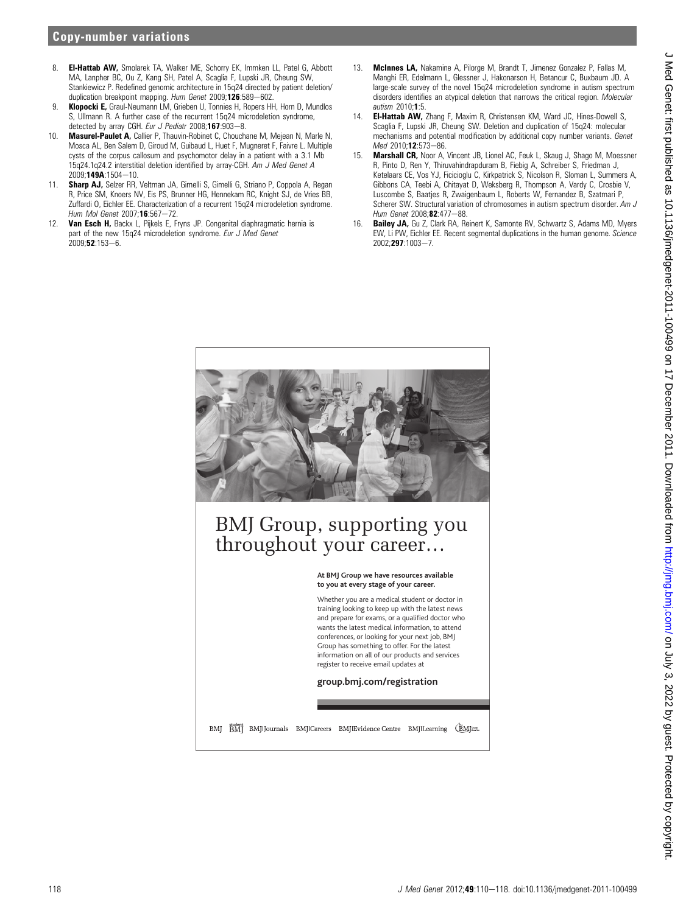8. **El-Hattab AW,** Smolarek TA, Walker ME, Schorry EK, Immken LL, Patel G, Abbott MA, Lanpher BC, Ou Z, Kang SH, Patel A, Scaglia F, Lupski JR, Cheung SW, Stankiewicz P. Redefined genomic architecture in 15q24 directed by patient deletion/duplication breakpoint mapping. *Hum Genet* 2009;**126**:589−602.
9. **Klopocki E,** Graul-Neumann LM, Grieben U, Tonnies H, Ropers HH, Horn D, Mundlos S, Ullmann R. A further case of the recurrent 15q24 microdeletion syndrome, detected by array CGH. *Eur J Pediatr* 2008;**167**:903−8.
10. **Masurel-Paulet A,** Callier P, Thauvin-Robinet C, Chouchane M, Mejean N, Marle N, Mosca AL, Ben Salem D, Giroud M, Guibaud L, Huet F, Mugneret F, Faivre L. Multiple cysts of the corpus callosum and psychomotor delay in a patient with a 3.1 Mb 15q24.1q24.2 interstitial deletion identified by array-CGH. *Am J Med Genet A* 2009;**149A**:1504−10.
11. **Sharp AJ,** Selzer RR, Veltman JA, Gimelli S, Gimelli G, Striano P, Coppola A, Regan R, Price SM, Knoers NV, Eis PS, Brunner HG, Hennekam RC, Knight SJ, de Vries BB, Zuffardi O, Eichler EE. Characterization of a recurrent 15q24 microdeletion syndrome. *Hum Mol Genet* 2007;**16**:567−72.
12. **Van Esch H,** Backx L, Pijkels E, Fryns JP. Congenital diaphragmatic hernia is part of the new 15q24 microdeletion syndrome. *Eur J Med Genet* 2009;**52**:153−6.
13. **McInnes LA,** Nakamine A, Pilorge M, Brandt T, Jimenez Gonzalez P, Fallas M, Manghi ER, Edelmann L, Glessner J, Hakonarson H, Betancur C, Buxbaum JD. A large-scale survey of the novel 15q24 microdeletion syndrome in autism spectrum disorders identifies an atypical deletion that narrows the critical region. *Molecular autism* 2010;**1**:5.
14. **El-Hattab AW,** Zhang F, Maxim R, Christensen KM, Ward JC, Hines-Dowell S, Scaglia F, Lupski JR, Cheung SW. Deletion and duplication of 15q24: molecular mechanisms and potential modification by additional copy number variants. *Genet Med* 2010;**12**:573−86.
15. **Marshall CR,** Noor A, Vincent JB, Lionel AC, Feuk L, Skaug J, Shago M, Moessner R, Pinto D, Ren Y, Thiruvahindrapduram B, Fiebig A, Schreiber S, Friedman J, Ketelaars CE, Vos YJ, Ficicioglu C, Kirkpatrick S, Nicolson R, Sloman L, Summers A, Gibbons CA, Teebi A, Chitayat D, Weksberg R, Thompson A, Vardy C, Crosbie V, Luscombe S, Baatjes R, Zwaigenbaum L, Roberts W, Fernandez B, Szatmari P, Scherer SW. Structural variation of chromosomes in autism spectrum disorder. *Am J Hum Genet* 2008;**82**:477−88.
16. **Bailey JA,** Gu Z, Clark RA, Reinert K, Samonte RV, Schwartz S, Adams MD, Myers EW, Li PW, Eichler EE. Recent segmental duplications in the human genome. *Science* 2002;**297**:1003−7.

BMJ Group, supporting you throughout your career…

**At BMJ Group we have resources available to you at every stage of your career.**

Whether you are a medical student or doctor in training looking to keep up with the latest news and prepare for exams, or a qualified doctor who wants the latest medical information, to attend conferences, or looking for your next job, BMJ Group has something to offer. For the latest information on all of our products and services register to receive email updates at

**group.bmj.com/registration**

BMJ | Student BMJ | BMJ|Journals | BMJ|Careers | BMJ|Evidence Centre | BMJ|Learning | BMJ Group Events